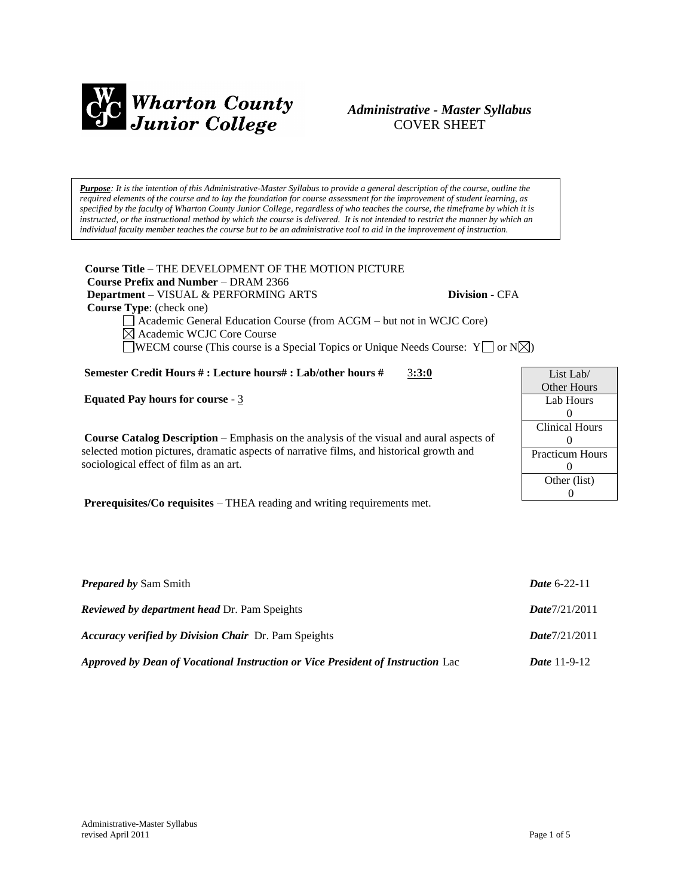**Wharton County Junior College**

*Administrative - Master Syllabus*
COVER SHEET

***Purpose**: It is the intention of this Administrative-Master Syllabus to provide a general description of the course, outline the required elements of the course and to lay the foundation for course assessment for the improvement of student learning, as specified by the faculty of Wharton County Junior College, regardless of who teaches the course, the timeframe by which it is instructed, or the instructional method by which the course is delivered. It is not intended to restrict the manner by which an individual faculty member teaches the course but to be an administrative tool to aid in the improvement of instruction.*

**Course Title** – THE DEVELOPMENT OF THE MOTION PICTURE
**Course Prefix and Number** – DRAM 2366
**Department** – VISUAL & PERFORMING ARTS **Division** - CFA
**Course Type**: (check one)

- ☐ Academic General Education Course (from ACGM – but not in WCJC Core)
- ☒ Academic WCJC Core Course
- ☐ WECM course (This course is a Special Topics or Unique Needs Course: Y☐ or N☒)

**Semester Credit Hours # : Lecture hours# : Lab/other hours #** 3**:3:0**

**Equated Pay hours for course** - 3

| List Lab/ Other Hours |
|---|
| Lab Hours 0 |
| Clinical Hours 0 |
| Practicum Hours 0 |
| Other (list) 0 |

**Course Catalog Description** – Emphasis on the analysis of the visual and aural aspects of selected motion pictures, dramatic aspects of narrative films, and historical growth and sociological effect of film as an art.

**Prerequisites/Co requisites** – THEA reading and writing requirements met.

| | |
|---|---|
| ***Prepared by*** Sam Smith | ***Date*** 6-22-11 |
| ***Reviewed by department head*** Dr. Pam Speights | ***Date***7/21/2011 |
| ***Accuracy verified by Division Chair*** Dr. Pam Speights | ***Date***7/21/2011 |
| ***Approved by Dean of Vocational Instruction or Vice President of Instruction*** Lac | ***Date*** 11-9-12 |

Administrative-Master Syllabus
revised April 2011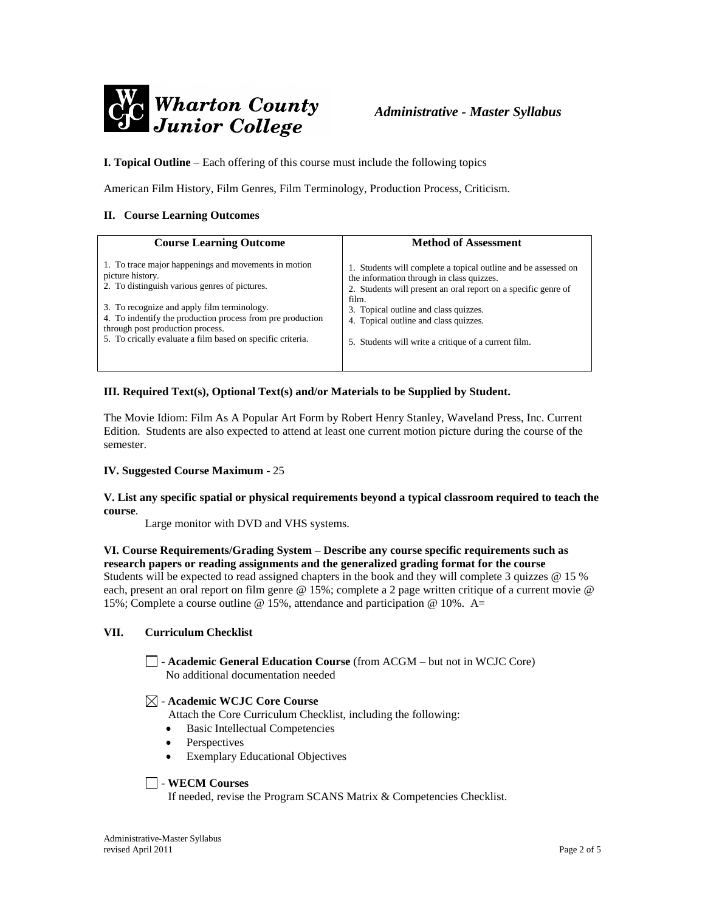**Wharton County Junior College** *Administrative - Master Syllabus*

**I. Topical Outline** – Each offering of this course must include the following topics

American Film History, Film Genres, Film Terminology, Production Process, Criticism.

**II. Course Learning Outcomes**

| Course Learning Outcome | Method of Assessment |
|---|---|
| 1. To trace major happenings and movements in motion picture history.<br>2. To distinguish various genres of pictures.<br><br>3. To recognize and apply film terminology.<br>4. To indentify the production process from pre production through post production process.<br>5. To crically evaluate a film based on specific criteria. | 1. Students will complete a topical outline and be assessed on the information through in class quizzes.<br>2. Students will present an oral report on a specific genre of film.<br>3. Topical outline and class quizzes.<br>4. Topical outline and class quizzes.<br><br>5. Students will write a critique of a current film. |

**III. Required Text(s), Optional Text(s) and/or Materials to be Supplied by Student.**

The Movie Idiom: Film As A Popular Art Form by Robert Henry Stanley, Waveland Press, Inc. Current Edition. Students are also expected to attend at least one current motion picture during the course of the semester.

**IV. Suggested Course Maximum** - 25

**V. List any specific spatial or physical requirements beyond a typical classroom required to teach the course**.

Large monitor with DVD and VHS systems.

**VI. Course Requirements/Grading System – Describe any course specific requirements such as research papers or reading assignments and the generalized grading format for the course**
Students will be expected to read assigned chapters in the book and they will complete 3 quizzes @ 15 % each, present an oral report on film genre @ 15%; complete a 2 page written critique of a current movie @ 15%; Complete a course outline @ 15%, attendance and participation @ 10%. A=

**VII. Curriculum Checklist**

☐ - **Academic General Education Course** (from ACGM – but not in WCJC Core)
No additional documentation needed

☒ - **Academic WCJC Core Course**
Attach the Core Curriculum Checklist, including the following:

- Basic Intellectual Competencies
- Perspectives
- Exemplary Educational Objectives

☐ - **WECM Courses**
If needed, revise the Program SCANS Matrix & Competencies Checklist.

Administrative-Master Syllabus
revised April 2011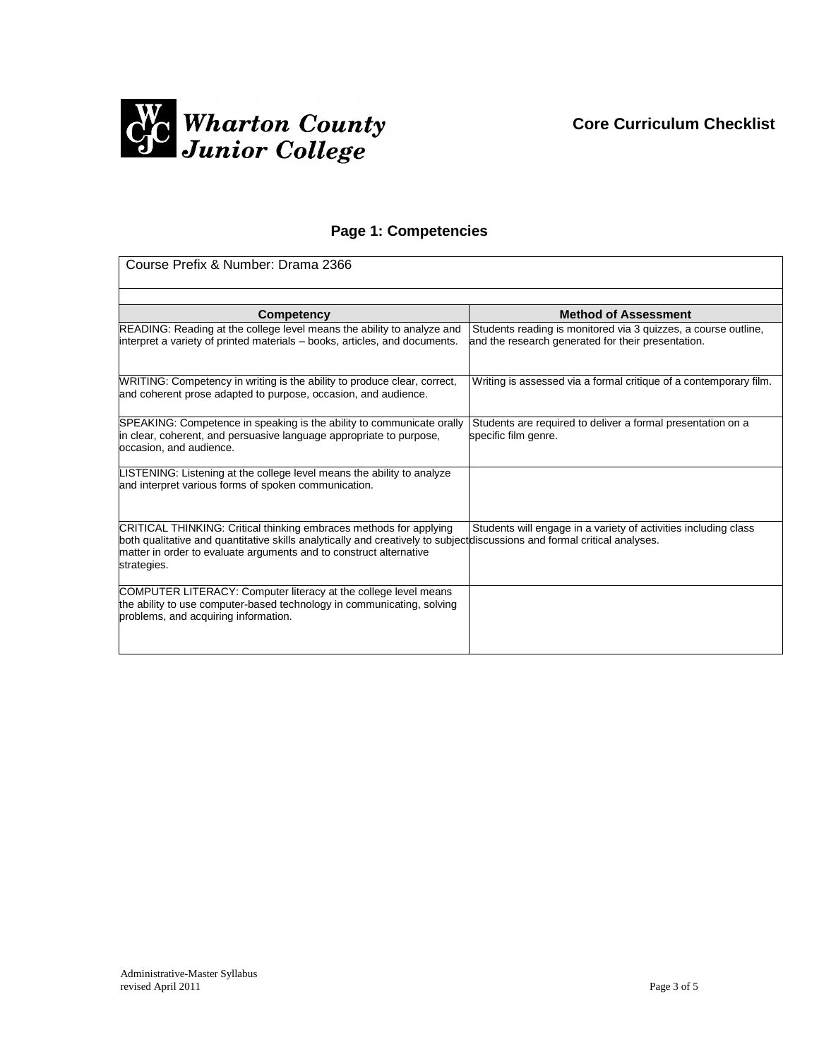Wharton County Junior College

**Core Curriculum Checklist**

## Page 1: Competencies

| Course Prefix & Number: Drama 2366 | |
|---|---|
| **Competency** | **Method of Assessment** |
| READING: Reading at the college level means the ability to analyze and interpret a variety of printed materials – books, articles, and documents. | Students reading is monitored via 3 quizzes, a course outline, and the research generated for their presentation. |
| WRITING: Competency in writing is the ability to produce clear, correct, and coherent prose adapted to purpose, occasion, and audience. | Writing is assessed via a formal critique of a contemporary film. |
| SPEAKING: Competence in speaking is the ability to communicate orally in clear, coherent, and persuasive language appropriate to purpose, occasion, and audience. | Students are required to deliver a formal presentation on a specific film genre. |
| LISTENING: Listening at the college level means the ability to analyze and interpret various forms of spoken communication. | |
| CRITICAL THINKING: Critical thinking embraces methods for applying both qualitative and quantitative skills analytically and creatively to subject matter in order to evaluate arguments and to construct alternative strategies. | Students will engage in a variety of activities including class discussions and formal critical analyses. |
| COMPUTER LITERACY: Computer literacy at the college level means the ability to use computer-based technology in communicating, solving problems, and acquiring information. | |

Administrative-Master Syllabus
revised April 2011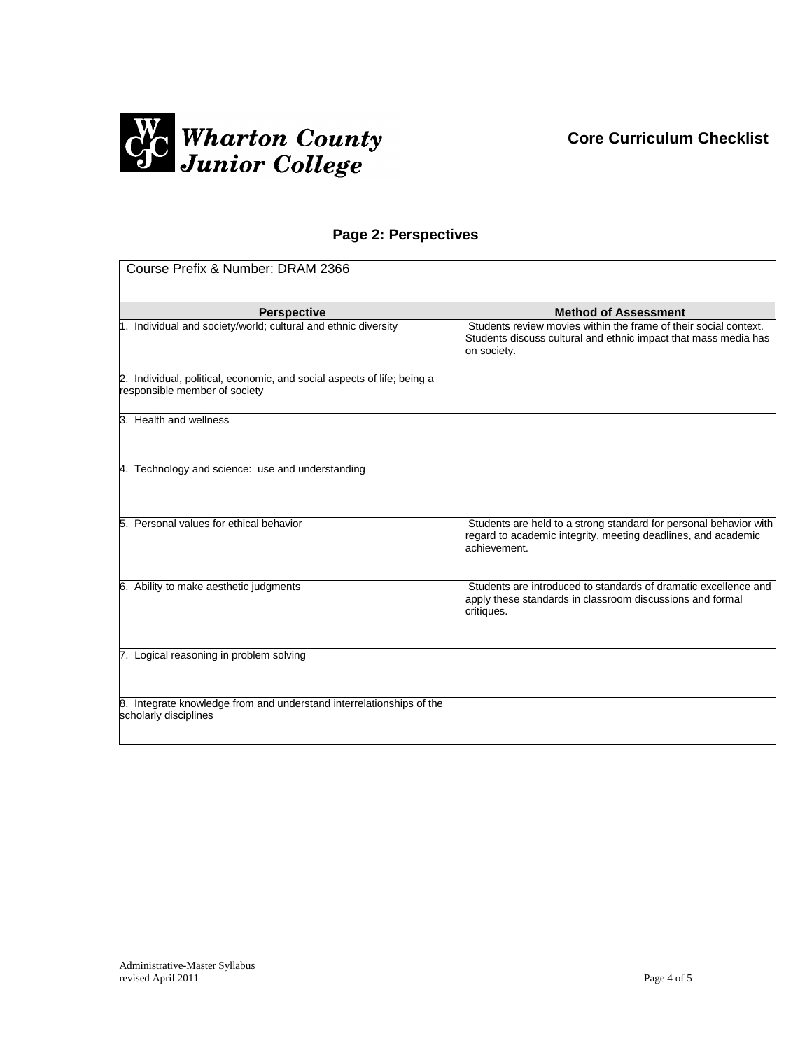Wharton County Junior College

## Core Curriculum Checklist

### Page 2: Perspectives

Course Prefix & Number: DRAM 2366

| Perspective | Method of Assessment |
|---|---|
| 1. Individual and society/world; cultural and ethnic diversity | Students review movies within the frame of their social context. Students discuss cultural and ethnic impact that mass media has on society. |
| 2. Individual, political, economic, and social aspects of life; being a responsible member of society | |
| 3. Health and wellness | |
| 4. Technology and science: use and understanding | |
| 5. Personal values for ethical behavior | Students are held to a strong standard for personal behavior with regard to academic integrity, meeting deadlines, and academic achievement. |
| 6. Ability to make aesthetic judgments | Students are introduced to standards of dramatic excellence and apply these standards in classroom discussions and formal critiques. |
| 7. Logical reasoning in problem solving | |
| 8. Integrate knowledge from and understand interrelationships of the scholarly disciplines | |

Administrative-Master Syllabus
revised April 2011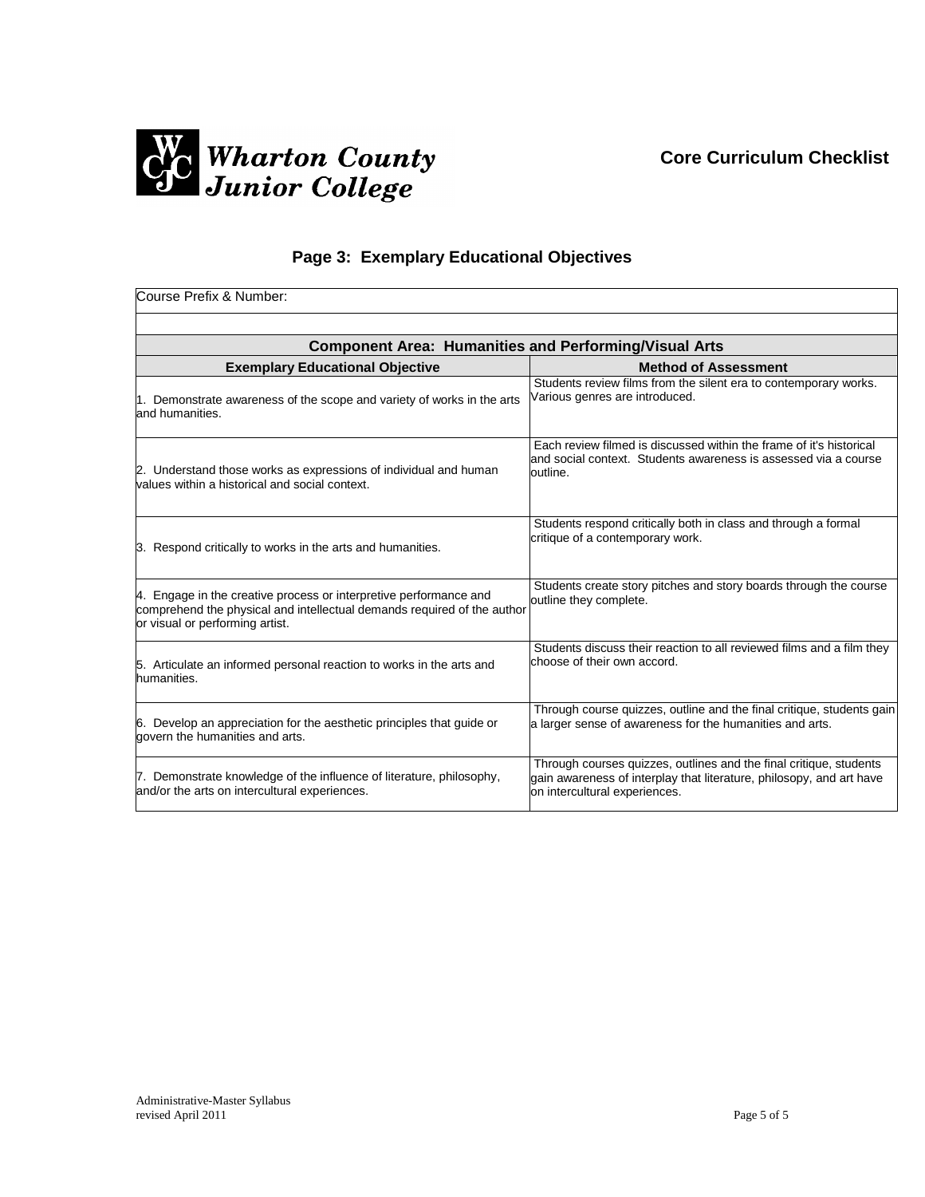Wharton County Junior College

**Core Curriculum Checklist**

## Page 3: Exemplary Educational Objectives

| Course Prefix & Number: | |
|---|---|
| | |
| **Component Area: Humanities and Performing/Visual Arts** | |
| **Exemplary Educational Objective** | **Method of Assessment** |
| 1. Demonstrate awareness of the scope and variety of works in the arts and humanities. | Students review films from the silent era to contemporary works. Various genres are introduced. |
| 2. Understand those works as expressions of individual and human values within a historical and social context. | Each review filmed is discussed within the frame of it's historical and social context. Students awareness is assessed via a course outline. |
| 3. Respond critically to works in the arts and humanities. | Students respond critically both in class and through a formal critique of a contemporary work. |
| 4. Engage in the creative process or interpretive performance and comprehend the physical and intellectual demands required of the author or visual or performing artist. | Students create story pitches and story boards through the course outline they complete. |
| 5. Articulate an informed personal reaction to works in the arts and humanities. | Students discuss their reaction to all reviewed films and a film they choose of their own accord. |
| 6. Develop an appreciation for the aesthetic principles that guide or govern the humanities and arts. | Through course quizzes, outline and the final critique, students gain a larger sense of awareness for the humanities and arts. |
| 7. Demonstrate knowledge of the influence of literature, philosophy, and/or the arts on intercultural experiences. | Through courses quizzes, outlines and the final critique, students gain awareness of interplay that literature, philosopy, and art have on intercultural experiences. |

Administrative-Master Syllabus
revised April 2011